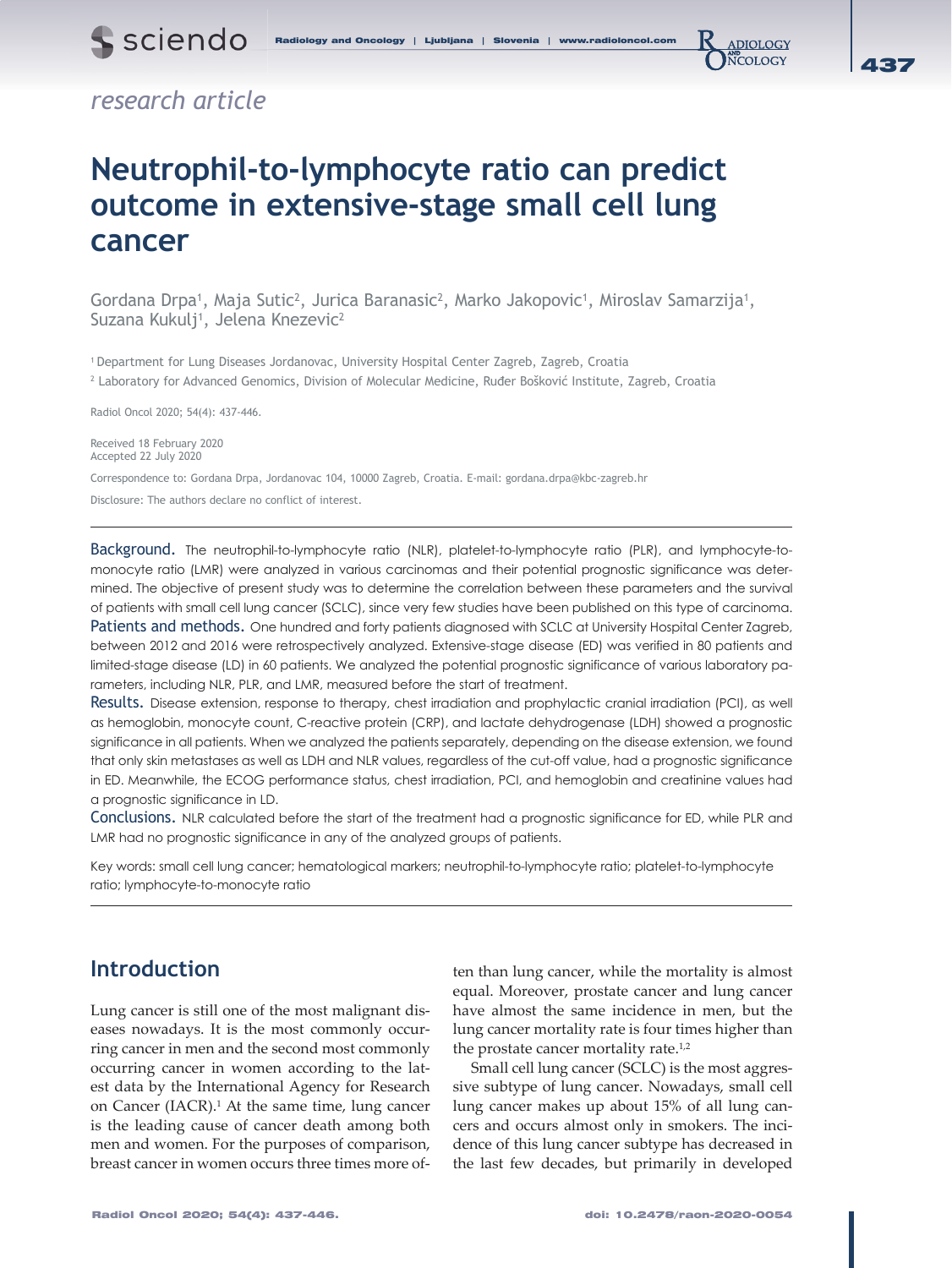*research article*

# Neutrophil-to-lymphocyte ratio can predict outcome in extensive-stage small cell lung cancer

Gordana Drpa[1], Maja Sutic[2], Jurica Baranasic[2], Marko Jakopovic[1], Miroslav Samarzija[1], Suzana Kukulj[1], Jelena Knezevic[2]

[1] Department for Lung Diseases Jordanovac, University Hospital Center Zagreb, Zagreb, Croatia

[2] Laboratory for Advanced Genomics, Division of Molecular Medicine, Ruđer Bošković Institute, Zagreb, Croatia

Radiol Oncol 2020; 54(4): 437-446.

Received 18 February 2020
Accepted 22 July 2020

Correspondence to: Gordana Drpa, Jordanovac 104, 10000 Zagreb, Croatia. E-mail: gordana.drpa@kbc-zagreb.hr

Disclosure: The authors declare no conflict of interest.

---

**Background.** The neutrophil-to-lymphocyte ratio (NLR), platelet-to-lymphocyte ratio (PLR), and lymphocyte-to-monocyte ratio (LMR) were analyzed in various carcinomas and their potential prognostic significance was determined. The objective of present study was to determine the correlation between these parameters and the survival of patients with small cell lung cancer (SCLC), since very few studies have been published on this type of carcinoma.

**Patients and methods.** One hundred and forty patients diagnosed with SCLC at University Hospital Center Zagreb, between 2012 and 2016 were retrospectively analyzed. Extensive-stage disease (ED) was verified in 80 patients and limited-stage disease (LD) in 60 patients. We analyzed the potential prognostic significance of various laboratory parameters, including NLR, PLR, and LMR, measured before the start of treatment.

**Results.** Disease extension, response to therapy, chest irradiation and prophylactic cranial irradiation (PCI), as well as hemoglobin, monocyte count, C-reactive protein (CRP), and lactate dehydrogenase (LDH) showed a prognostic significance in all patients. When we analyzed the patients separately, depending on the disease extension, we found that only skin metastases as well as LDH and NLR values, regardless of the cut-off value, had a prognostic significance in ED. Meanwhile, the ECOG performance status, chest irradiation, PCI, and hemoglobin and creatinine values had a prognostic significance in LD.

**Conclusions.** NLR calculated before the start of the treatment had a prognostic significance for ED, while PLR and LMR had no prognostic significance in any of the analyzed groups of patients.

Key words: small cell lung cancer; hematological markers; neutrophil-to-lymphocyte ratio; platelet-to-lymphocyte ratio; lymphocyte-to-monocyte ratio

---

## Introduction

Lung cancer is still one of the most malignant diseases nowadays. It is the most commonly occurring cancer in men and the second most commonly occurring cancer in women according to the latest data by the International Agency for Research on Cancer (IACR).[1] At the same time, lung cancer is the leading cause of cancer death among both men and women. For the purposes of comparison, breast cancer in women occurs three times more often than lung cancer, while the mortality is almost equal. Moreover, prostate cancer and lung cancer have almost the same incidence in men, but the lung cancer mortality rate is four times higher than the prostate cancer mortality rate.[1,2]

Small cell lung cancer (SCLC) is the most aggressive subtype of lung cancer. Nowadays, small cell lung cancer makes up about 15% of all lung cancers and occurs almost only in smokers. The incidence of this lung cancer subtype has decreased in the last few decades, but primarily in developed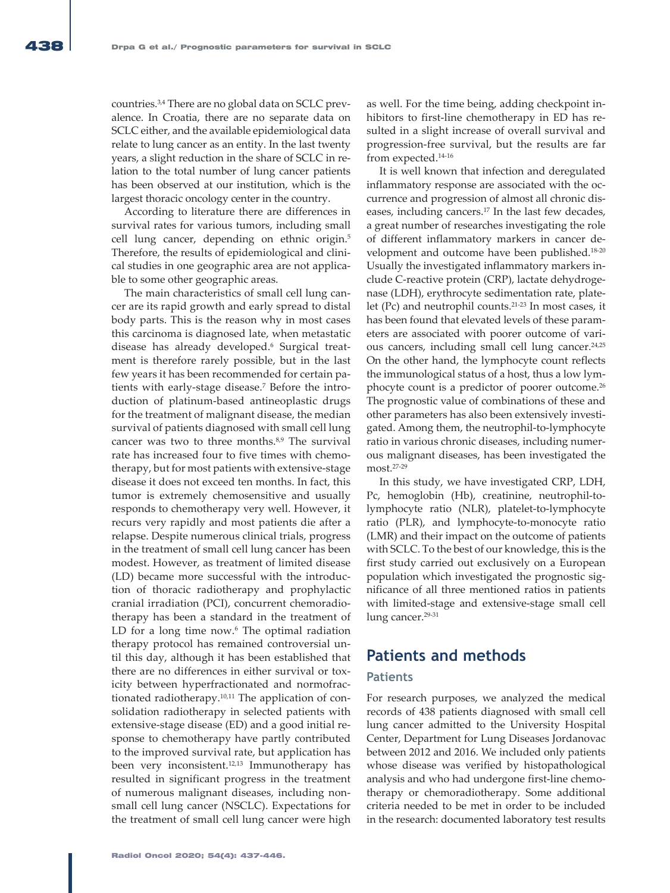countries.[3,4] There are no global data on SCLC prevalence. In Croatia, there are no separate data on SCLC either, and the available epidemiological data relate to lung cancer as an entity. In the last twenty years, a slight reduction in the share of SCLC in relation to the total number of lung cancer patients has been observed at our institution, which is the largest thoracic oncology center in the country.

According to literature there are differences in survival rates for various tumors, including small cell lung cancer, depending on ethnic origin.[5] Therefore, the results of epidemiological and clinical studies in one geographic area are not applicable to some other geographic areas.

The main characteristics of small cell lung cancer are its rapid growth and early spread to distal body parts. This is the reason why in most cases this carcinoma is diagnosed late, when metastatic disease has already developed.[6] Surgical treatment is therefore rarely possible, but in the last few years it has been recommended for certain patients with early-stage disease.[7] Before the introduction of platinum-based antineoplastic drugs for the treatment of malignant disease, the median survival of patients diagnosed with small cell lung cancer was two to three months.[8,9] The survival rate has increased four to five times with chemotherapy, but for most patients with extensive-stage disease it does not exceed ten months. In fact, this tumor is extremely chemosensitive and usually responds to chemotherapy very well. However, it recurs very rapidly and most patients die after a relapse. Despite numerous clinical trials, progress in the treatment of small cell lung cancer has been modest. However, as treatment of limited disease (LD) became more successful with the introduction of thoracic radiotherapy and prophylactic cranial irradiation (PCI), concurrent chemoradiotherapy has been a standard in the treatment of LD for a long time now.[6] The optimal radiation therapy protocol has remained controversial until this day, although it has been established that there are no differences in either survival or toxicity between hyperfractionated and normofractionated radiotherapy.[10,11] The application of consolidation radiotherapy in selected patients with extensive-stage disease (ED) and a good initial response to chemotherapy have partly contributed to the improved survival rate, but application has been very inconsistent.[12,13] Immunotherapy has resulted in significant progress in the treatment of numerous malignant diseases, including non-small cell lung cancer (NSCLC). Expectations for the treatment of small cell lung cancer were high as well. For the time being, adding checkpoint inhibitors to first-line chemotherapy in ED has resulted in a slight increase of overall survival and progression-free survival, but the results are far from expected.[14-16]

It is well known that infection and deregulated inflammatory response are associated with the occurrence and progression of almost all chronic diseases, including cancers.[17] In the last few decades, a great number of researches investigating the role of different inflammatory markers in cancer development and outcome have been published.[18-20] Usually the investigated inflammatory markers include C-reactive protein (CRP), lactate dehydrogenase (LDH), erythrocyte sedimentation rate, platelet (Pc) and neutrophil counts.[21-23] In most cases, it has been found that elevated levels of these parameters are associated with poorer outcome of various cancers, including small cell lung cancer.[24,25] On the other hand, the lymphocyte count reflects the immunological status of a host, thus a low lymphocyte count is a predictor of poorer outcome.[26] The prognostic value of combinations of these and other parameters has also been extensively investigated. Among them, the neutrophil-to-lymphocyte ratio in various chronic diseases, including numerous malignant diseases, has been investigated the most.[27-29]

In this study, we have investigated CRP, LDH, Pc, hemoglobin (Hb), creatinine, neutrophil-to-lymphocyte ratio (NLR), platelet-to-lymphocyte ratio (PLR), and lymphocyte-to-monocyte ratio (LMR) and their impact on the outcome of patients with SCLC. To the best of our knowledge, this is the first study carried out exclusively on a European population which investigated the prognostic significance of all three mentioned ratios in patients with limited-stage and extensive-stage small cell lung cancer.[29-31]

## Patients and methods

### Patients

For research purposes, we analyzed the medical records of 438 patients diagnosed with small cell lung cancer admitted to the University Hospital Center, Department for Lung Diseases Jordanovac between 2012 and 2016. We included only patients whose disease was verified by histopathological analysis and who had undergone first-line chemotherapy or chemoradiotherapy. Some additional criteria needed to be met in order to be included in the research: documented laboratory test results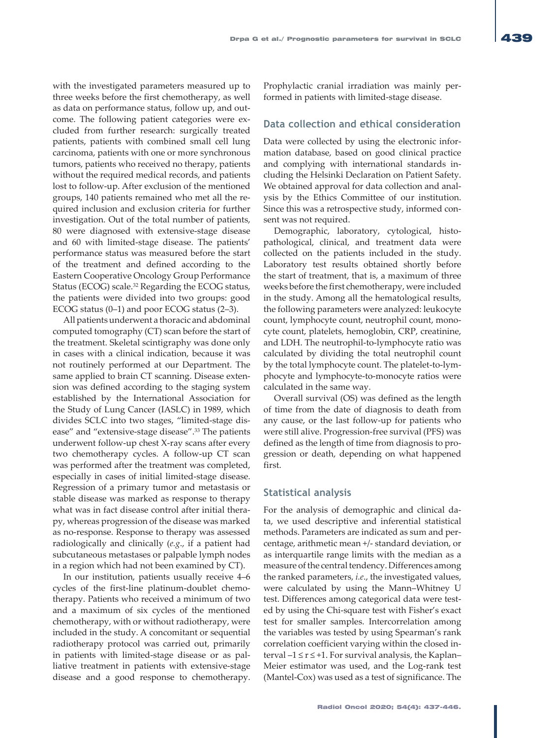with the investigated parameters measured up to three weeks before the first chemotherapy, as well as data on performance status, follow up, and outcome. The following patient categories were excluded from further research: surgically treated patients, patients with combined small cell lung carcinoma, patients with one or more synchronous tumors, patients who received no therapy, patients without the required medical records, and patients lost to follow-up. After exclusion of the mentioned groups, 140 patients remained who met all the required inclusion and exclusion criteria for further investigation. Out of the total number of patients, 80 were diagnosed with extensive-stage disease and 60 with limited-stage disease. The patients' performance status was measured before the start of the treatment and defined according to the Eastern Cooperative Oncology Group Performance Status (ECOG) scale.[32] Regarding the ECOG status, the patients were divided into two groups: good ECOG status (0–1) and poor ECOG status (2–3).

All patients underwent a thoracic and abdominal computed tomography (CT) scan before the start of the treatment. Skeletal scintigraphy was done only in cases with a clinical indication, because it was not routinely performed at our Department. The same applied to brain CT scanning. Disease extension was defined according to the staging system established by the International Association for the Study of Lung Cancer (IASLC) in 1989, which divides SCLC into two stages, "limited-stage disease" and "extensive-stage disease".[33] The patients underwent follow-up chest X-ray scans after every two chemotherapy cycles. A follow-up CT scan was performed after the treatment was completed, especially in cases of initial limited-stage disease. Regression of a primary tumor and metastasis or stable disease was marked as response to therapy what was in fact disease control after initial therapy, whereas progression of the disease was marked as no-response. Response to therapy was assessed radiologically and clinically (*e.g*., if a patient had subcutaneous metastases or palpable lymph nodes in a region which had not been examined by CT).

In our institution, patients usually receive 4–6 cycles of the first-line platinum-doublet chemotherapy. Patients who received a minimum of two and a maximum of six cycles of the mentioned chemotherapy, with or without radiotherapy, were included in the study. A concomitant or sequential radiotherapy protocol was carried out, primarily in patients with limited-stage disease or as palliative treatment in patients with extensive-stage disease and a good response to chemotherapy. Prophylactic cranial irradiation was mainly performed in patients with limited-stage disease.

## Data collection and ethical consideration

Data were collected by using the electronic information database, based on good clinical practice and complying with international standards including the Helsinki Declaration on Patient Safety. We obtained approval for data collection and analysis by the Ethics Committee of our institution. Since this was a retrospective study, informed consent was not required.

Demographic, laboratory, cytological, histopathological, clinical, and treatment data were collected on the patients included in the study. Laboratory test results obtained shortly before the start of treatment, that is, a maximum of three weeks before the first chemotherapy, were included in the study. Among all the hematological results, the following parameters were analyzed: leukocyte count, lymphocyte count, neutrophil count, monocyte count, platelets, hemoglobin, CRP, creatinine, and LDH. The neutrophil-to-lymphocyte ratio was calculated by dividing the total neutrophil count by the total lymphocyte count. The platelet-to-lymphocyte and lymphocyte-to-monocyte ratios were calculated in the same way.

Overall survival (OS) was defined as the length of time from the date of diagnosis to death from any cause, or the last follow-up for patients who were still alive. Progression-free survival (PFS) was defined as the length of time from diagnosis to progression or death, depending on what happened first.

## Statistical analysis

For the analysis of demographic and clinical data, we used descriptive and inferential statistical methods. Parameters are indicated as sum and percentage, arithmetic mean +/- standard deviation, or as interquartile range limits with the median as a measure of the central tendency. Differences among the ranked parameters, *i.e*., the investigated values, were calculated by using the Mann–Whitney U test. Differences among categorical data were tested by using the Chi-square test with Fisher's exact test for smaller samples. Intercorrelation among the variables was tested by using Spearman's rank correlation coefficient varying within the closed interval $-1 \leq r \leq +1$. For survival analysis, the Kaplan–Meier estimator was used, and the Log-rank test (Mantel-Cox) was used as a test of significance. The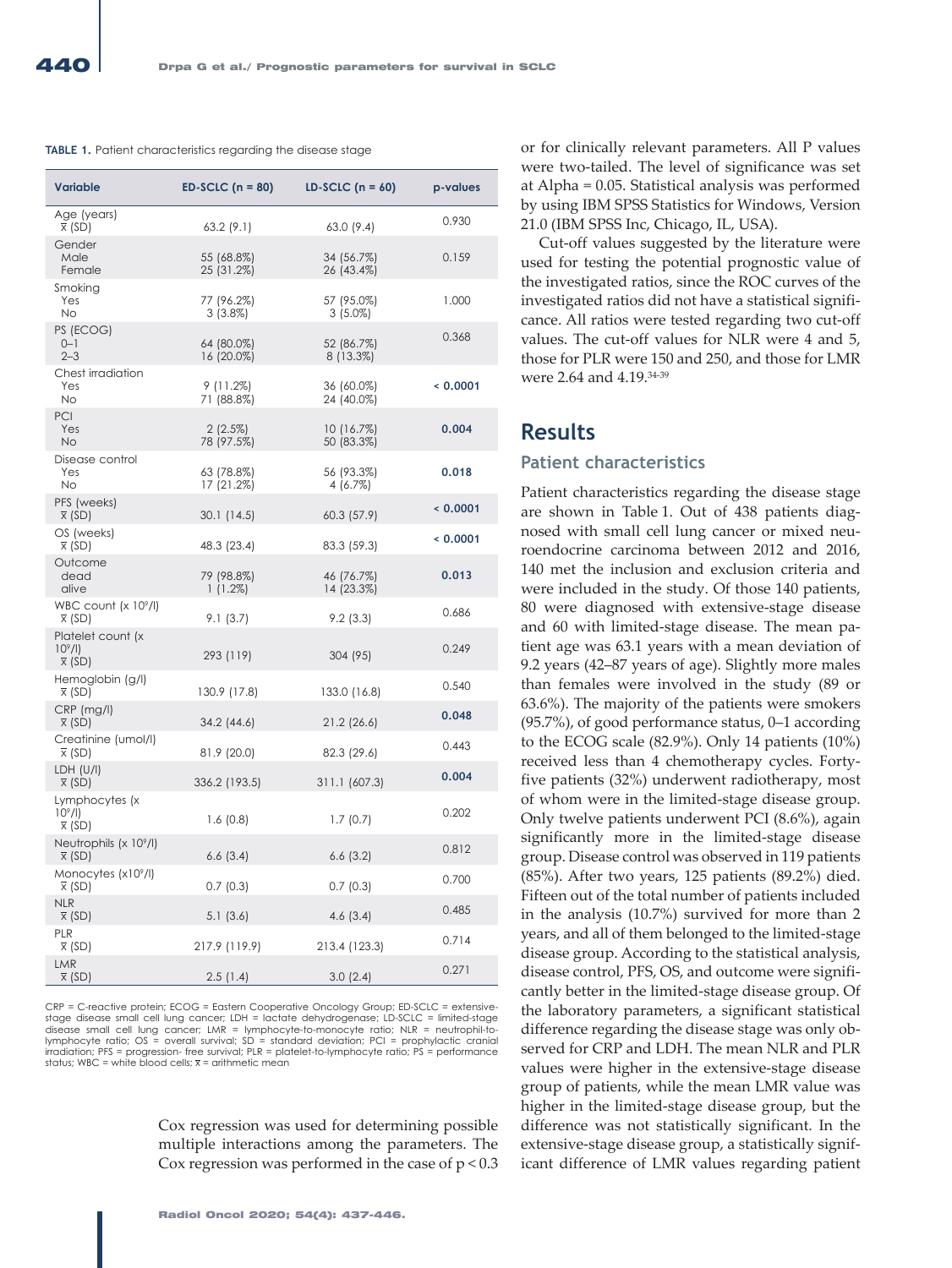**TABLE 1.** Patient characteristics regarding the disease stage

| Variable | ED-SCLC (n = 80) | LD-SCLC (n = 60) | p-values |
|---|---|---|---|
| Age (years) $\bar{x}$ (SD) | 63.2 (9.1) | 63.0 (9.4) | 0.930 |
| Gender | | | 0.159 |
| Male | 55 (68.8%) | 34 (56.7%) | |
| Female | 25 (31.2%) | 26 (43.4%) | |
| Smoking | | | 1.000 |
| Yes | 77 (96.2%) | 57 (95.0%) | |
| No | 3 (3.8%) | 3 (5.0%) | |
| PS (ECOG) | | | 0.368 |
| 0–1 | 64 (80.0%) | 52 (86.7%) | |
| 2–3 | 16 (20.0%) | 8 (13.3%) | |
| Chest irradiation | | | **< 0.0001** |
| Yes | 9 (11.2%) | 36 (60.0%) | |
| No | 71 (88.8%) | 24 (40.0%) | |
| PCI | | | **0.004** |
| Yes | 2 (2.5%) | 10 (16.7%) | |
| No | 78 (97.5%) | 50 (83.3%) | |
| Disease control | | | **0.018** |
| Yes | 63 (78.8%) | 56 (93.3%) | |
| No | 17 (21.2%) | 4 (6.7%) | |
| PFS (weeks) $\bar{x}$ (SD) | 30.1 (14.5) | 60.3 (57.9) | **< 0.0001** |
| OS (weeks) $\bar{x}$ (SD) | 48.3 (23.4) | 83.3 (59.3) | **< 0.0001** |
| Outcome | | | **0.013** |
| dead | 79 (98.8%) | 46 (76.7%) | |
| alive | 1 (1.2%) | 14 (23.3%) | |
| WBC count (x $10^9$/l) $\bar{x}$ (SD) | 9.1 (3.7) | 9.2 (3.3) | 0.686 |
| Platelet count (x $10^9$/l) $\bar{x}$ (SD) | 293 (119) | 304 (95) | 0.249 |
| Hemoglobin (g/l) $\bar{x}$ (SD) | 130.9 (17.8) | 133.0 (16.8) | 0.540 |
| CRP (mg/l) $\bar{x}$ (SD) | 34.2 (44.6) | 21.2 (26.6) | **0.048** |
| Creatinine (umol/l) $\bar{x}$ (SD) | 81.9 (20.0) | 82.3 (29.6) | 0.443 |
| LDH (U/l) $\bar{x}$ (SD) | 336.2 (193.5) | 311.1 (607.3) | **0.004** |
| Lymphocytes (x $10^9$/l) $\bar{x}$ (SD) | 1.6 (0.8) | 1.7 (0.7) | 0.202 |
| Neutrophils (x $10^9$/l) $\bar{x}$ (SD) | 6.6 (3.4) | 6.6 (3.2) | 0.812 |
| Monocytes (x$10^9$/l) $\bar{x}$ (SD) | 0.7 (0.3) | 0.7 (0.3) | 0.700 |
| NLR $\bar{x}$ (SD) | 5.1 (3.6) | 4.6 (3.4) | 0.485 |
| PLR $\bar{x}$ (SD) | 217.9 (119.9) | 213.4 (123.3) | 0.714 |
| LMR $\bar{x}$ (SD) | 2.5 (1.4) | 3.0 (2.4) | 0.271 |

CRP = C-reactive protein; ECOG = Eastern Cooperative Oncology Group; ED-SCLC = extensive-stage disease small cell lung cancer; LDH = lactate dehydrogenase; LD-SCLC = limited-stage disease small cell lung cancer; LMR = lymphocyte-to-monocyte ratio; NLR = neutrophil-to-lymphocyte ratio; OS = overall survival; SD = standard deviation; PCI = prophylactic cranial irradiation; PFS = progression- free survival; PLR = platelet-to-lymphocyte ratio; PS = performance status; WBC = white blood cells; $\bar{x}$ = arithmetic mean

Cox regression was used for determining possible multiple interactions among the parameters. The Cox regression was performed in the case of $p < 0.3$ or for clinically relevant parameters. All P values were two-tailed. The level of significance was set at Alpha = 0.05. Statistical analysis was performed by using IBM SPSS Statistics for Windows, Version 21.0 (IBM SPSS Inc, Chicago, IL, USA).

Cut-off values suggested by the literature were used for testing the potential prognostic value of the investigated ratios, since the ROC curves of the investigated ratios did not have a statistical significance. All ratios were tested regarding two cut-off values. The cut-off values for NLR were 4 and 5, those for PLR were 150 and 250, and those for LMR were 2.64 and 4.19.[34-39]

## Results

### Patient characteristics

Patient characteristics regarding the disease stage are shown in Table 1. Out of 438 patients diagnosed with small cell lung cancer or mixed neuroendocrine carcinoma between 2012 and 2016, 140 met the inclusion and exclusion criteria and were included in the study. Of those 140 patients, 80 were diagnosed with extensive-stage disease and 60 with limited-stage disease. The mean patient age was 63.1 years with a mean deviation of 9.2 years (42–87 years of age). Slightly more males than females were involved in the study (89 or 63.6%). The majority of the patients were smokers (95.7%), of good performance status, 0–1 according to the ECOG scale (82.9%). Only 14 patients (10%) received less than 4 chemotherapy cycles. Forty-five patients (32%) underwent radiotherapy, most of whom were in the limited-stage disease group. Only twelve patients underwent PCI (8.6%), again significantly more in the limited-stage disease group. Disease control was observed in 119 patients (85%). After two years, 125 patients (89.2%) died. Fifteen out of the total number of patients included in the analysis (10.7%) survived for more than 2 years, and all of them belonged to the limited-stage disease group. According to the statistical analysis, disease control, PFS, OS, and outcome were significantly better in the limited-stage disease group. Of the laboratory parameters, a significant statistical difference regarding the disease stage was only observed for CRP and LDH. The mean NLR and PLR values were higher in the extensive-stage disease group of patients, while the mean LMR value was higher in the limited-stage disease group, but the difference was not statistically significant. In the extensive-stage disease group, a statistically significant difference of LMR values regarding patient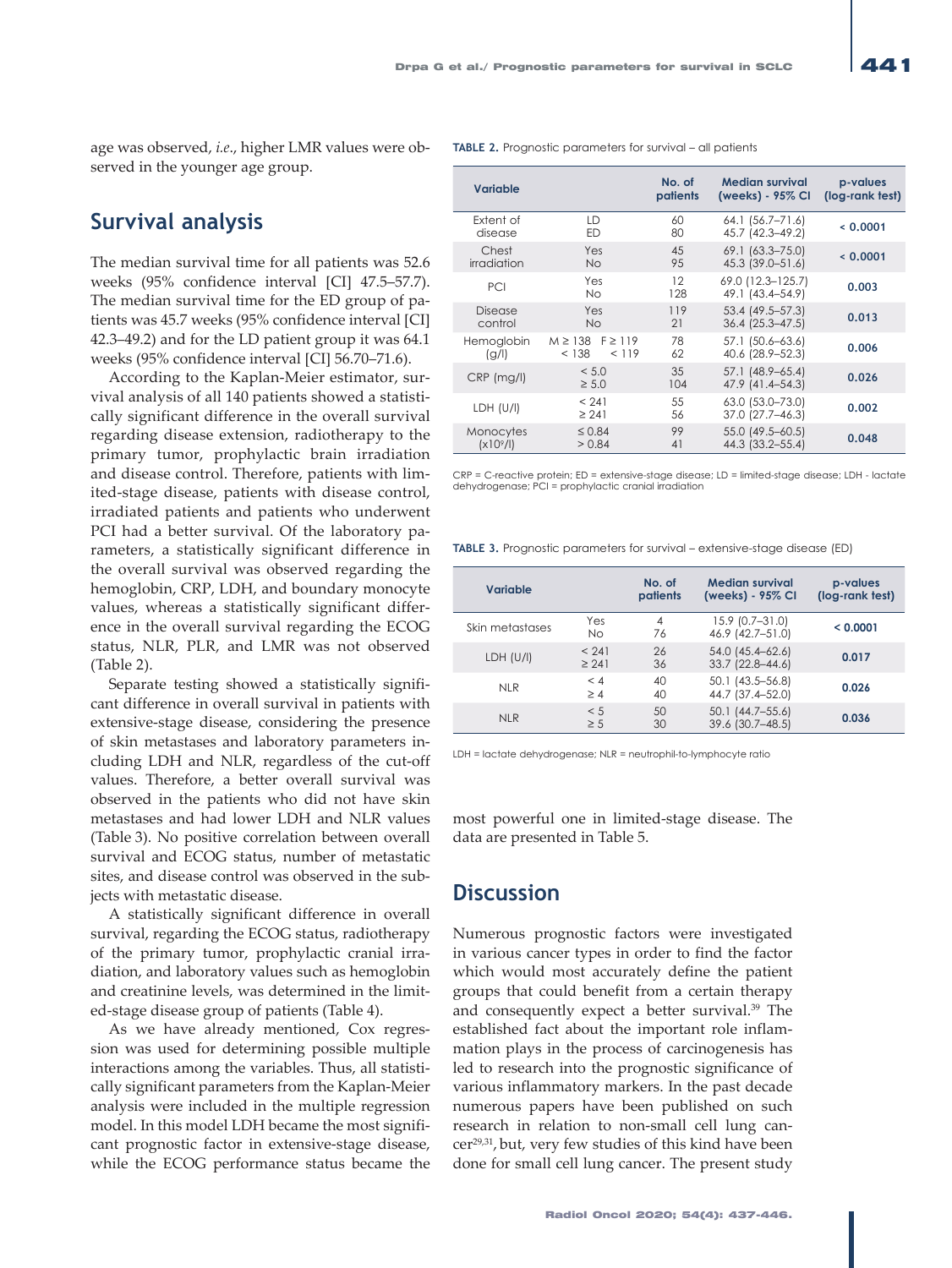age was observed, *i.e*., higher LMR values were observed in the younger age group.

## Survival analysis

The median survival time for all patients was 52.6 weeks (95% confidence interval [CI] 47.5–57.7). The median survival time for the ED group of patients was 45.7 weeks (95% confidence interval [CI] 42.3–49.2) and for the LD patient group it was 64.1 weeks (95% confidence interval [CI] 56.70–71.6).

According to the Kaplan-Meier estimator, survival analysis of all 140 patients showed a statistically significant difference in the overall survival regarding disease extension, radiotherapy to the primary tumor, prophylactic brain irradiation and disease control. Therefore, patients with limited-stage disease, patients with disease control, irradiated patients and patients who underwent PCI had a better survival. Of the laboratory parameters, a statistically significant difference in the overall survival was observed regarding the hemoglobin, CRP, LDH, and boundary monocyte values, whereas a statistically significant difference in the overall survival regarding the ECOG status, NLR, PLR, and LMR was not observed (Table 2).

Separate testing showed a statistically significant difference in overall survival in patients with extensive-stage disease, considering the presence of skin metastases and laboratory parameters including LDH and NLR, regardless of the cut-off values. Therefore, a better overall survival was observed in the patients who did not have skin metastases and had lower LDH and NLR values (Table 3). No positive correlation between overall survival and ECOG status, number of metastatic sites, and disease control was observed in the subjects with metastatic disease.

A statistically significant difference in overall survival, regarding the ECOG status, radiotherapy of the primary tumor, prophylactic cranial irradiation, and laboratory values such as hemoglobin and creatinine levels, was determined in the limited-stage disease group of patients (Table 4).

As we have already mentioned, Cox regression was used for determining possible multiple interactions among the variables. Thus, all statistically significant parameters from the Kaplan-Meier analysis were included in the multiple regression model. In this model LDH became the most significant prognostic factor in extensive-stage disease, while the ECOG performance status became the most powerful one in limited-stage disease. The data are presented in Table 5.

**TABLE 2.** Prognostic parameters for survival – all patients

| Variable | | No. of patients | Median survival (weeks) - 95% CI | p-values (log-rank test) |
|---|---|---|---|---|
| Extent of disease | LD<br>ED | 60<br>80 | 64.1 (56.7–71.6)<br>45.7 (42.3–49.2) | **< 0.0001** |
| Chest irradiation | Yes<br>No | 45<br>95 | 69.1 (63.3–75.0)<br>45.3 (39.0–51.6) | **< 0.0001** |
| PCI | Yes<br>No | 12<br>128 | 69.0 (12.3–125.7)<br>49.1 (43.4–54.9) | **0.003** |
| Disease control | Yes<br>No | 119<br>21 | 53.4 (49.5–57.3)<br>36.4 (25.3–47.5) | **0.013** |
| Hemoglobin (g/l) | M ≥ 138  F ≥ 119<br>< 138  < 119 | 78<br>62 | 57.1 (50.6–63.6)<br>40.6 (28.9–52.3) | **0.006** |
| CRP (mg/l) | < 5.0<br>≥ 5.0 | 35<br>104 | 57.1 (48.9–65.4)<br>47.9 (41.4–54.3) | **0.026** |
| LDH (U/l) | < 241<br>≥ 241 | 55<br>56 | 63.0 (53.0–73.0)<br>37.0 (27.7–46.3) | **0.002** |
| Monocytes ($x10^9/l$) | ≤ 0.84<br>> 0.84 | 99<br>41 | 55.0 (49.5–60.5)<br>44.3 (33.2–55.4) | **0.048** |

CRP = C-reactive protein; ED = extensive-stage disease; LD = limited-stage disease; LDH - lactate dehydrogenase; PCI = prophylactic cranial irradiation

**TABLE 3.** Prognostic parameters for survival – extensive-stage disease (ED)

| Variable | | No. of patients | Median survival (weeks) - 95% CI | p-values (log-rank test) |
|---|---|---|---|---|
| Skin metastases | Yes<br>No | 4<br>76 | 15.9 (0.7–31.0)<br>46.9 (42.7–51.0) | **< 0.0001** |
| LDH (U/l) | < 241<br>≥ 241 | 26<br>36 | 54.0 (45.4–62.6)<br>33.7 (22.8–44.6) | **0.017** |
| NLR | < 4<br>≥ 4 | 40<br>40 | 50.1 (43.5–56.8)<br>44.7 (37.4–52.0) | **0.026** |
| NLR | < 5<br>≥ 5 | 50<br>30 | 50.1 (44.7–55.6)<br>39.6 (30.7–48.5) | **0.036** |

LDH = lactate dehydrogenase; NLR = neutrophil-to-lymphocyte ratio

## Discussion

Numerous prognostic factors were investigated in various cancer types in order to find the factor which would most accurately define the patient groups that could benefit from a certain therapy and consequently expect a better survival.[39] The established fact about the important role inflammation plays in the process of carcinogenesis has led to research into the prognostic significance of various inflammatory markers. In the past decade numerous papers have been published on such research in relation to non-small cell lung cancer[29,31], but, very few studies of this kind have been done for small cell lung cancer. The present study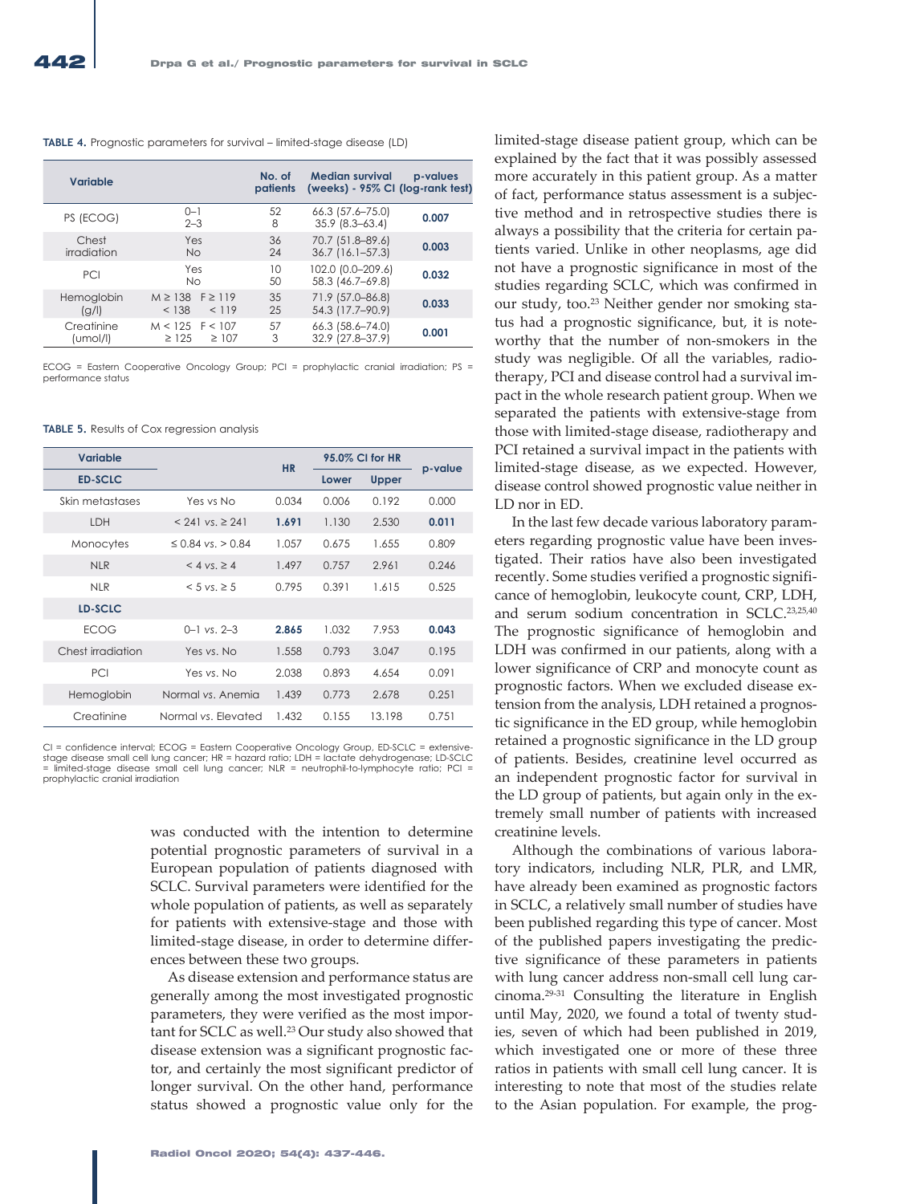**TABLE 4.** Prognostic parameters for survival – limited-stage disease (LD)

| Variable | | No. of patients | Median survival (weeks) - 95% CI | p-values (log-rank test) |
|---|---|---|---|---|
| PS (ECOG) | 0–1 | 52 | 66.3 (57.6–75.0) | **0.007** |
| | 2–3 | 8 | 35.9 (8.3–63.4) | |
| Chest irradiation | Yes | 36 | 70.7 (51.8–89.6) | **0.003** |
| | No | 24 | 36.7 (16.1–57.3) | |
| PCI | Yes | 10 | 102.0 (0.0–209.6) | **0.032** |
| | No | 50 | 58.3 (46.7–69.8) | |
| Hemoglobin (g/l) | M ≥ 138 F ≥ 119 | 35 | 71.9 (57.0–86.8) | **0.033** |
| | < 138 < 119 | 25 | 54.3 (17.7–90.9) | |
| Creatinine (umol/l) | M < 125 F < 107 | 57 | 66.3 (58.6–74.0) | **0.001** |
| | ≥ 125 ≥ 107 | 3 | 32.9 (27.8–37.9) | |

ECOG = Eastern Cooperative Oncology Group; PCI = prophylactic cranial irradiation; PS = performance status

**TABLE 5.** Results of Cox regression analysis

| Variable | | HR | 95.0% CI for HR | | p-value |
|---|---|---|---|---|---|
| **ED-SCLC** | | | Lower | Upper | |
| Skin metastases | Yes vs No | 0.034 | 0.006 | 0.192 | 0.000 |
| LDH | < 241 vs. ≥ 241 | **1.691** | 1.130 | 2.530 | **0.011** |
| Monocytes | ≤ 0.84 vs. > 0.84 | 1.057 | 0.675 | 1.655 | 0.809 |
| NLR | < 4 vs. ≥ 4 | 1.497 | 0.757 | 2.961 | 0.246 |
| NLR | < 5 vs. ≥ 5 | 0.795 | 0.391 | 1.615 | 0.525 |
| **LD-SCLC** | | | | | |
| ECOG | 0–1 vs. 2–3 | **2.865** | 1.032 | 7.953 | **0.043** |
| Chest irradiation | Yes vs. No | 1.558 | 0.793 | 3.047 | 0.195 |
| PCI | Yes vs. No | 2.038 | 0.893 | 4.654 | 0.091 |
| Hemoglobin | Normal vs. Anemia | 1.439 | 0.773 | 2.678 | 0.251 |
| Creatinine | Normal vs. Elevated | 1.432 | 0.155 | 13.198 | 0.751 |

CI = confidence interval; ECOG = Eastern Cooperative Oncology Group, ED-SCLC = extensive-stage disease small cell lung cancer; HR = hazard ratio; LDH = lactate dehydrogenase; LD-SCLC = limited-stage disease small cell lung cancer; NLR = neutrophil-to-lymphocyte ratio; PCI = prophylactic cranial irradiation

was conducted with the intention to determine potential prognostic parameters of survival in a European population of patients diagnosed with SCLC. Survival parameters were identified for the whole population of patients, as well as separately for patients with extensive-stage and those with limited-stage disease, in order to determine differences between these two groups.

As disease extension and performance status are generally among the most investigated prognostic parameters, they were verified as the most important for SCLC as well.[23] Our study also showed that disease extension was a significant prognostic factor, and certainly the most significant predictor of longer survival. On the other hand, performance status showed a prognostic value only for the limited-stage disease patient group, which can be explained by the fact that it was possibly assessed more accurately in this patient group. As a matter of fact, performance status assessment is a subjective method and in retrospective studies there is always a possibility that the criteria for certain patients varied. Unlike in other neoplasms, age did not have a prognostic significance in most of the studies regarding SCLC, which was confirmed in our study, too.[23] Neither gender nor smoking status had a prognostic significance, but, it is noteworthy that the number of non-smokers in the study was negligible. Of all the variables, radiotherapy, PCI and disease control had a survival impact in the whole research patient group. When we separated the patients with extensive-stage from those with limited-stage disease, radiotherapy and PCI retained a survival impact in the patients with limited-stage disease, as we expected. However, disease control showed prognostic value neither in LD nor in ED.

In the last few decade various laboratory parameters regarding prognostic value have been investigated. Their ratios have also been investigated recently. Some studies verified a prognostic significance of hemoglobin, leukocyte count, CRP, LDH, and serum sodium concentration in SCLC.[23,25,40] The prognostic significance of hemoglobin and LDH was confirmed in our patients, along with a lower significance of CRP and monocyte count as prognostic factors. When we excluded disease extension from the analysis, LDH retained a prognostic significance in the ED group, while hemoglobin retained a prognostic significance in the LD group of patients. Besides, creatinine level occurred as an independent prognostic factor for survival in the LD group of patients, but again only in the extremely small number of patients with increased creatinine levels.

Although the combinations of various laboratory indicators, including NLR, PLR, and LMR, have already been examined as prognostic factors in SCLC, a relatively small number of studies have been published regarding this type of cancer. Most of the published papers investigating the predictive significance of these parameters in patients with lung cancer address non-small cell lung carcinoma.[29-31] Consulting the literature in English until May, 2020, we found a total of twenty studies, seven of which had been published in 2019, which investigated one or more of these three ratios in patients with small cell lung cancer. It is interesting to note that most of the studies relate to the Asian population. For example, the prog-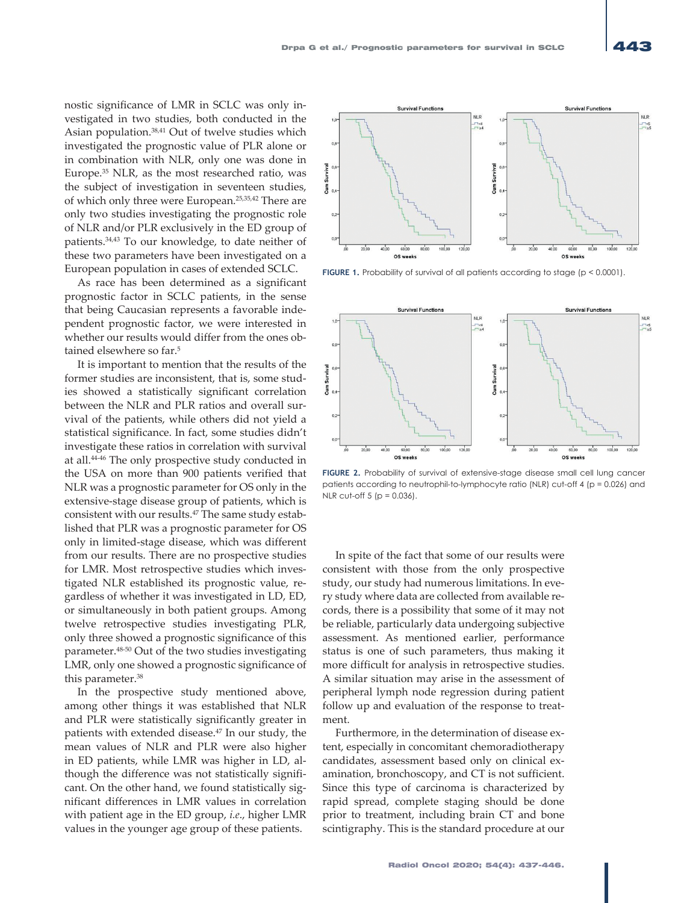nostic significance of LMR in SCLC was only investigated in two studies, both conducted in the Asian population.[38,41] Out of twelve studies which investigated the prognostic value of PLR alone or in combination with NLR, only one was done in Europe.[35] NLR, as the most researched ratio, was the subject of investigation in seventeen studies, of which only three were European.[25,35,42] There are only two studies investigating the prognostic role of NLR and/or PLR exclusively in the ED group of patients.[34,43] To our knowledge, to date neither of these two parameters have been investigated on a European population in cases of extended SCLC.

As race has been determined as a significant prognostic factor in SCLC patients, in the sense that being Caucasian represents a favorable independent prognostic factor, we were interested in whether our results would differ from the ones obtained elsewhere so far.[5]

It is important to mention that the results of the former studies are inconsistent, that is, some studies showed a statistically significant correlation between the NLR and PLR ratios and overall survival of the patients, while others did not yield a statistical significance. In fact, some studies didn't investigate these ratios in correlation with survival at all.[44-46] The only prospective study conducted in the USA on more than 900 patients verified that NLR was a prognostic parameter for OS only in the extensive-stage disease group of patients, which is consistent with our results.[47] The same study established that PLR was a prognostic parameter for OS only in limited-stage disease, which was different from our results. There are no prospective studies for LMR. Most retrospective studies which investigated NLR established its prognostic value, regardless of whether it was investigated in LD, ED, or simultaneously in both patient groups. Among twelve retrospective studies investigating PLR, only three showed a prognostic significance of this parameter.[48-50] Out of the two studies investigating LMR, only one showed a prognostic significance of this parameter.[38]

In the prospective study mentioned above, among other things it was established that NLR and PLR were statistically significantly greater in patients with extended disease.[47] In our study, the mean values of NLR and PLR were also higher in ED patients, while LMR was higher in LD, although the difference was not statistically significant. On the other hand, we found statistically significant differences in LMR values in correlation with patient age in the ED group, *i.e.*, higher LMR values in the younger age group of these patients.

**FIGURE 1.** Probability of survival of all patients according to stage ($p < 0.0001$).

**FIGURE 2.** Probability of survival of extensive-stage disease small cell lung cancer patients according to neutrophil-to-lymphocyte ratio (NLR) cut-off 4 ($p = 0.026$) and NLR cut-off 5 ($p = 0.036$).

In spite of the fact that some of our results were consistent with those from the only prospective study, our study had numerous limitations. In every study where data are collected from available records, there is a possibility that some of it may not be reliable, particularly data undergoing subjective assessment. As mentioned earlier, performance status is one of such parameters, thus making it more difficult for analysis in retrospective studies. A similar situation may arise in the assessment of peripheral lymph node regression during patient follow up and evaluation of the response to treatment.

Furthermore, in the determination of disease extent, especially in concomitant chemoradiotherapy candidates, assessment based only on clinical examination, bronchoscopy, and CT is not sufficient. Since this type of carcinoma is characterized by rapid spread, complete staging should be done prior to treatment, including brain CT and bone scintigraphy. This is the standard procedure at our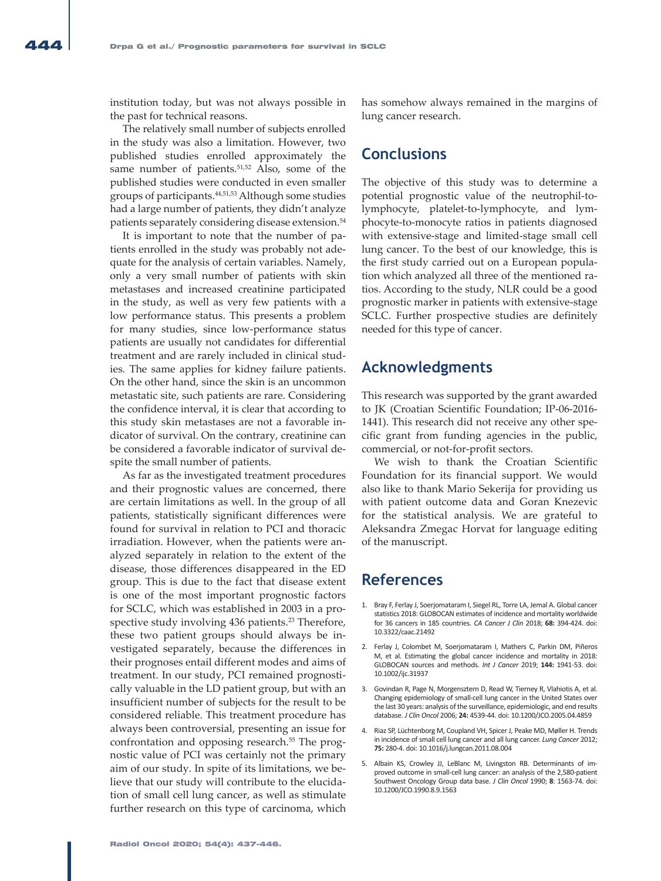institution today, but was not always possible in the past for technical reasons.

The relatively small number of subjects enrolled in the study was also a limitation. However, two published studies enrolled approximately the same number of patients.[51,52] Also, some of the published studies were conducted in even smaller groups of participants.[44,51,53] Although some studies had a large number of patients, they didn't analyze patients separately considering disease extension.[54]

It is important to note that the number of patients enrolled in the study was probably not adequate for the analysis of certain variables. Namely, only a very small number of patients with skin metastases and increased creatinine participated in the study, as well as very few patients with a low performance status. This presents a problem for many studies, since low-performance status patients are usually not candidates for differential treatment and are rarely included in clinical studies. The same applies for kidney failure patients. On the other hand, since the skin is an uncommon metastatic site, such patients are rare. Considering the confidence interval, it is clear that according to this study skin metastases are not a favorable indicator of survival. On the contrary, creatinine can be considered a favorable indicator of survival despite the small number of patients.

As far as the investigated treatment procedures and their prognostic values are concerned, there are certain limitations as well. In the group of all patients, statistically significant differences were found for survival in relation to PCI and thoracic irradiation. However, when the patients were analyzed separately in relation to the extent of the disease, those differences disappeared in the ED group. This is due to the fact that disease extent is one of the most important prognostic factors for SCLC, which was established in 2003 in a prospective study involving 436 patients.[23] Therefore, these two patient groups should always be investigated separately, because the differences in their prognoses entail different modes and aims of treatment. In our study, PCI remained prognostically valuable in the LD patient group, but with an insufficient number of subjects for the result to be considered reliable. This treatment procedure has always been controversial, presenting an issue for confrontation and opposing research.[55] The prognostic value of PCI was certainly not the primary aim of our study. In spite of its limitations, we believe that our study will contribute to the elucidation of small cell lung cancer, as well as stimulate further research on this type of carcinoma, which has somehow always remained in the margins of lung cancer research.

## Conclusions

The objective of this study was to determine a potential prognostic value of the neutrophil-to-lymphocyte, platelet-to-lymphocyte, and lymphocyte-to-monocyte ratios in patients diagnosed with extensive-stage and limited-stage small cell lung cancer. To the best of our knowledge, this is the first study carried out on a European population which analyzed all three of the mentioned ratios. According to the study, NLR could be a good prognostic marker in patients with extensive-stage SCLC. Further prospective studies are definitely needed for this type of cancer.

## Acknowledgments

This research was supported by the grant awarded to JK (Croatian Scientific Foundation; IP-06-2016-1441). This research did not receive any other specific grant from funding agencies in the public, commercial, or not-for-profit sectors.

We wish to thank the Croatian Scientific Foundation for its financial support. We would also like to thank Mario Sekerija for providing us with patient outcome data and Goran Knezevic for the statistical analysis. We are grateful to Aleksandra Zmegac Horvat for language editing of the manuscript.

## References

1. Bray F, Ferlay J, Soerjomataram I, Siegel RL, Torre LA, Jemal A. Global cancer statistics 2018: GLOBOCAN estimates of incidence and mortality worldwide for 36 cancers in 185 countries. *CA Cancer J Clin* 2018; **68:** 394-424. doi: 10.3322/caac.21492
2. Ferlay J, Colombet M, Soerjomataram I, Mathers C, Parkin DM, Piñeros M, et al. Estimating the global cancer incidence and mortality in 2018: GLOBOCAN sources and methods. *Int J Cancer* 2019; **144:** 1941-53. doi: 10.1002/ijc.31937
3. Govindan R, Page N, Morgensztern D, Read W, Tierney R, Vlahiotis A, et al. Changing epidemiology of small-cell lung cancer in the United States over the last 30 years: analysis of the surveillance, epidemiologic, and end results database. *J Clin Oncol* 2006; **24:** 4539-44. doi: 10.1200/JCO.2005.04.4859
4. Riaz SP, Lüchtenborg M, Coupland VH, Spicer J, Peake MD, Møller H. Trends in incidence of small cell lung cancer and all lung cancer. *Lung Cancer* 2012; **75:** 280-4. doi: 10.1016/j.lungcan.2011.08.004
5. Albain KS, Crowley JJ, LeBlanc M, Livingston RB. Determinants of improved outcome in small-cell lung cancer: an analysis of the 2,580-patient Southwest Oncology Group data base. *J Clin Oncol* 1990; **8**: 1563-74. doi: 10.1200/JCO.1990.8.9.1563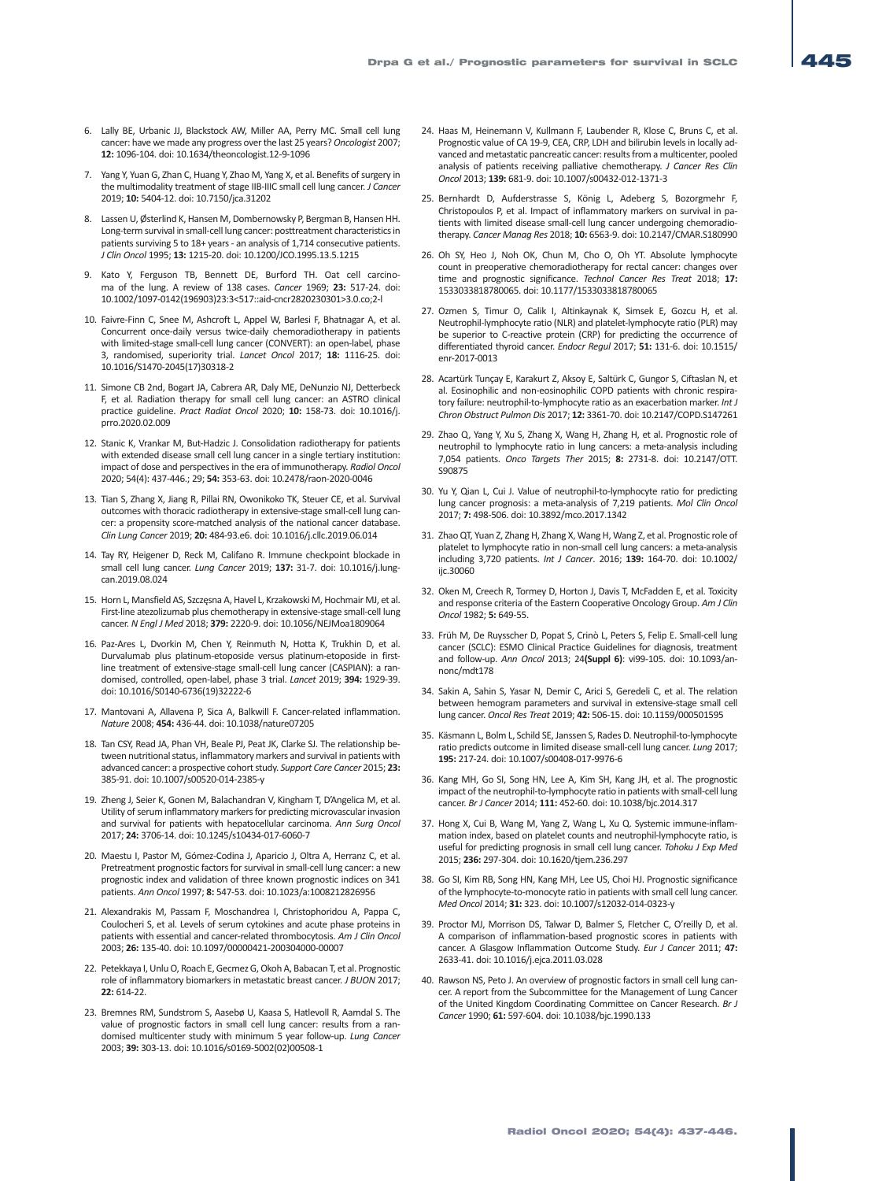6. Lally BE, Urbanic JJ, Blackstock AW, Miller AA, Perry MC. Small cell lung cancer: have we made any progress over the last 25 years? *Oncologist* 2007; **12:** 1096-104. doi: 10.1634/theoncologist.12-9-1096

7. Yang Y, Yuan G, Zhan C, Huang Y, Zhao M, Yang X, et al. Benefits of surgery in the multimodality treatment of stage IIB-IIIC small cell lung cancer. *J Cancer* 2019; **10:** 5404-12. doi: 10.7150/jca.31202

8. Lassen U, Østerlind K, Hansen M, Dombernowsky P, Bergman B, Hansen HH. Long-term survival in small-cell lung cancer: posttreatment characteristics in patients surviving 5 to 18+ years - an analysis of 1,714 consecutive patients. *J Clin Oncol* 1995; **13:** 1215-20. doi: 10.1200/JCO.1995.13.5.1215

9. Kato Y, Ferguson TB, Bennett DE, Burford TH. Oat cell carcinoma of the lung. A review of 138 cases. *Cancer* 1969; **23:** 517-24. doi: 10.1002/1097-0142(196903)23:3<517::aid-cncr2820230301>3.0.co;2-l

10. Faivre-Finn C, Snee M, Ashcroft L, Appel W, Barlesi F, Bhatnagar A, et al. Concurrent once-daily versus twice-daily chemoradiotherapy in patients with limited-stage small-cell lung cancer (CONVERT): an open-label, phase 3, randomised, superiority trial. *Lancet Oncol* 2017; **18:** 1116-25. doi: 10.1016/S1470-2045(17)30318-2

11. Simone CB 2nd, Bogart JA, Cabrera AR, Daly ME, DeNunzio NJ, Detterbeck F, et al. Radiation therapy for small cell lung cancer: an ASTRO clinical practice guideline. *Pract Radiat Oncol* 2020; **10:** 158-73. doi: 10.1016/j.prro.2020.02.009

12. Stanic K, Vrankar M, But-Hadzic J. Consolidation radiotherapy for patients with extended disease small cell lung cancer in a single tertiary institution: impact of dose and perspectives in the era of immunotherapy. *Radiol Oncol* 2020; 54(4): 437-446.; 29; **54:** 353-63. doi: 10.2478/raon-2020-0046

13. Tian S, Zhang X, Jiang R, Pillai RN, Owonikoko TK, Steuer CE, et al. Survival outcomes with thoracic radiotherapy in extensive-stage small-cell lung cancer: a propensity score-matched analysis of the national cancer database. *Clin Lung Cancer* 2019; **20:** 484-93.e6. doi: 10.1016/j.cllc.2019.06.014

14. Tay RY, Heigener D, Reck M, Califano R. Immune checkpoint blockade in small cell lung cancer. *Lung Cancer* 2019; **137:** 31-7. doi: 10.1016/j.lungcan.2019.08.024

15. Horn L, Mansfield AS, Szczęsna A, Havel L, Krzakowski M, Hochmair MJ, et al. First-line atezolizumab plus chemotherapy in extensive-stage small-cell lung cancer. *N Engl J Med* 2018; **379:** 2220-9. doi: 10.1056/NEJMoa1809064

16. Paz-Ares L, Dvorkin M, Chen Y, Reinmuth N, Hotta K, Trukhin D, et al. Durvalumab plus platinum-etoposide versus platinum-etoposide in first-line treatment of extensive-stage small-cell lung cancer (CASPIAN): a randomised, controlled, open-label, phase 3 trial. *Lancet* 2019; **394:** 1929-39. doi: 10.1016/S0140-6736(19)32222-6

17. Mantovani A, Allavena P, Sica A, Balkwill F. Cancer-related inflammation. *Nature* 2008; **454:** 436-44. doi: 10.1038/nature07205

18. Tan CSY, Read JA, Phan VH, Beale PJ, Peat JK, Clarke SJ. The relationship between nutritional status, inflammatory markers and survival in patients with advanced cancer: a prospective cohort study. *Support Care Cancer* 2015; **23:** 385-91. doi: 10.1007/s00520-014-2385-y

19. Zheng J, Seier K, Gonen M, Balachandran V, Kingham T, D'Angelica M, et al. Utility of serum inflammatory markers for predicting microvascular invasion and survival for patients with hepatocellular carcinoma. *Ann Surg Oncol* 2017; **24:** 3706-14. doi: 10.1245/s10434-017-6060-7

20. Maestu I, Pastor M, Gómez-Codina J, Aparicio J, Oltra A, Herranz C, et al. Pretreatment prognostic factors for survival in small-cell lung cancer: a new prognostic index and validation of three known prognostic indices on 341 patients. *Ann Oncol* 1997; **8:** 547-53. doi: 10.1023/a:1008212826956

21. Alexandrakis M, Passam F, Moschandrea I, Christophoridou A, Pappa C, Coulocheri S, et al. Levels of serum cytokines and acute phase proteins in patients with essential and cancer-related thrombocytosis. *Am J Clin Oncol* 2003; **26:** 135-40. doi: 10.1097/00000421-200304000-00007

22. Petekkaya I, Unlu O, Roach E, Gecmez G, Okoh A, Babacan T, et al. Prognostic role of inflammatory biomarkers in metastatic breast cancer. *J BUON* 2017; **22:** 614-22.

23. Bremnes RM, Sundstrom S, Aasebø U, Kaasa S, Hatlevoll R, Aamdal S. The value of prognostic factors in small cell lung cancer: results from a randomised multicenter study with minimum 5 year follow-up. *Lung Cancer* 2003; **39:** 303-13. doi: 10.1016/s0169-5002(02)00508-1

24. Haas M, Heinemann V, Kullmann F, Laubender R, Klose C, Bruns C, et al. Prognostic value of CA 19-9, CEA, CRP, LDH and bilirubin levels in locally advanced and metastatic pancreatic cancer: results from a multicenter, pooled analysis of patients receiving palliative chemotherapy. *J Cancer Res Clin Oncol* 2013; **139:** 681-9. doi: 10.1007/s00432-012-1371-3

25. Bernhardt D, Aufderstrasse S, König L, Adeberg S, Bozorgmehr F, Christopoulos P, et al. Impact of inflammatory markers on survival in patients with limited disease small-cell lung cancer undergoing chemoradiotherapy. *Cancer Manag Res* 2018; **10:** 6563-9. doi: 10.2147/CMAR.S180990

26. Oh SY, Heo J, Noh OK, Chun M, Cho O, Oh YT. Absolute lymphocyte count in preoperative chemoradiotherapy for rectal cancer: changes over time and prognostic significance. *Technol Cancer Res Treat* 2018; **17:** 1533033818780065. doi: 10.1177/1533033818780065

27. Ozmen S, Timur O, Calik I, Altinkaynak K, Simsek E, Gozcu H, et al. Neutrophil-lymphocyte ratio (NLR) and platelet-lymphocyte ratio (PLR) may be superior to C-reactive protein (CRP) for predicting the occurrence of differentiated thyroid cancer. *Endocr Regul* 2017; **51:** 131-6. doi: 10.1515/enr-2017-0013

28. Acartürk Tunçay E, Karakurt Z, Aksoy E, Saltürk C, Gungor S, Ciftaslan N, et al. Eosinophilic and non-eosinophilic COPD patients with chronic respiratory failure: neutrophil-to-lymphocyte ratio as an exacerbation marker. *Int J Chron Obstruct Pulmon Dis* 2017; **12:** 3361-70. doi: 10.2147/COPD.S147261

29. Zhao Q, Yang Y, Xu S, Zhang X, Wang H, Zhang H, et al. Prognostic role of neutrophil to lymphocyte ratio in lung cancers: a meta-analysis including 7,054 patients. *Onco Targets Ther* 2015; **8:** 2731-8. doi: 10.2147/OTT.S90875

30. Yu Y, Qian L, Cui J. Value of neutrophil-to-lymphocyte ratio for predicting lung cancer prognosis: a meta-analysis of 7,219 patients. *Mol Clin Oncol* 2017; **7:** 498-506. doi: 10.3892/mco.2017.1342

31. Zhao QT, Yuan Z, Zhang H, Zhang X, Wang H, Wang Z, et al. Prognostic role of platelet to lymphocyte ratio in non-small cell lung cancers: a meta-analysis including 3,720 patients. *Int J Cancer*. 2016; **139:** 164-70. doi: 10.1002/ijc.30060

32. Oken M, Creech R, Tormey D, Horton J, Davis T, McFadden E, et al. Toxicity and response criteria of the Eastern Cooperative Oncology Group. *Am J Clin Oncol* 1982; **5:** 649-55.

33. Früh M, De Ruysscher D, Popat S, Crinò L, Peters S, Felip E. Small-cell lung cancer (SCLC): ESMO Clinical Practice Guidelines for diagnosis, treatment and follow-up. *Ann Oncol* 2013; 24**(Suppl 6)**: vi99-105. doi: 10.1093/annonc/mdt178

34. Sakin A, Sahin S, Yasar N, Demir C, Arici S, Geredeli C, et al. The relation between hemogram parameters and survival in extensive-stage small cell lung cancer. *Oncol Res Treat* 2019; **42:** 506-15. doi: 10.1159/000501595

35. Käsmann L, Bolm L, Schild SE, Janssen S, Rades D. Neutrophil-to-lymphocyte ratio predicts outcome in limited disease small-cell lung cancer. *Lung* 2017; **195:** 217-24. doi: 10.1007/s00408-017-9976-6

36. Kang MH, Go SI, Song HN, Lee A, Kim SH, Kang JH, et al. The prognostic impact of the neutrophil-to-lymphocyte ratio in patients with small-cell lung cancer. *Br J Cancer* 2014; **111:** 452-60. doi: 10.1038/bjc.2014.317

37. Hong X, Cui B, Wang M, Yang Z, Wang L, Xu Q. Systemic immune-inflammation index, based on platelet counts and neutrophil-lymphocyte ratio, is useful for predicting prognosis in small cell lung cancer. *Tohoku J Exp Med* 2015; **236:** 297-304. doi: 10.1620/tjem.236.297

38. Go SI, Kim RB, Song HN, Kang MH, Lee US, Choi HJ. Prognostic significance of the lymphocyte-to-monocyte ratio in patients with small cell lung cancer. *Med Oncol* 2014; **31:** 323. doi: 10.1007/s12032-014-0323-y

39. Proctor MJ, Morrison DS, Talwar D, Balmer S, Fletcher C, O'reilly D, et al. A comparison of inflammation-based prognostic scores in patients with cancer. A Glasgow Inflammation Outcome Study. *Eur J Cancer* 2011; **47:** 2633-41. doi: 10.1016/j.ejca.2011.03.028

40. Rawson NS, Peto J. An overview of prognostic factors in small cell lung cancer. A report from the Subcommittee for the Management of Lung Cancer of the United Kingdom Coordinating Committee on Cancer Research. *Br J Cancer* 1990; **61:** 597-604. doi: 10.1038/bjc.1990.133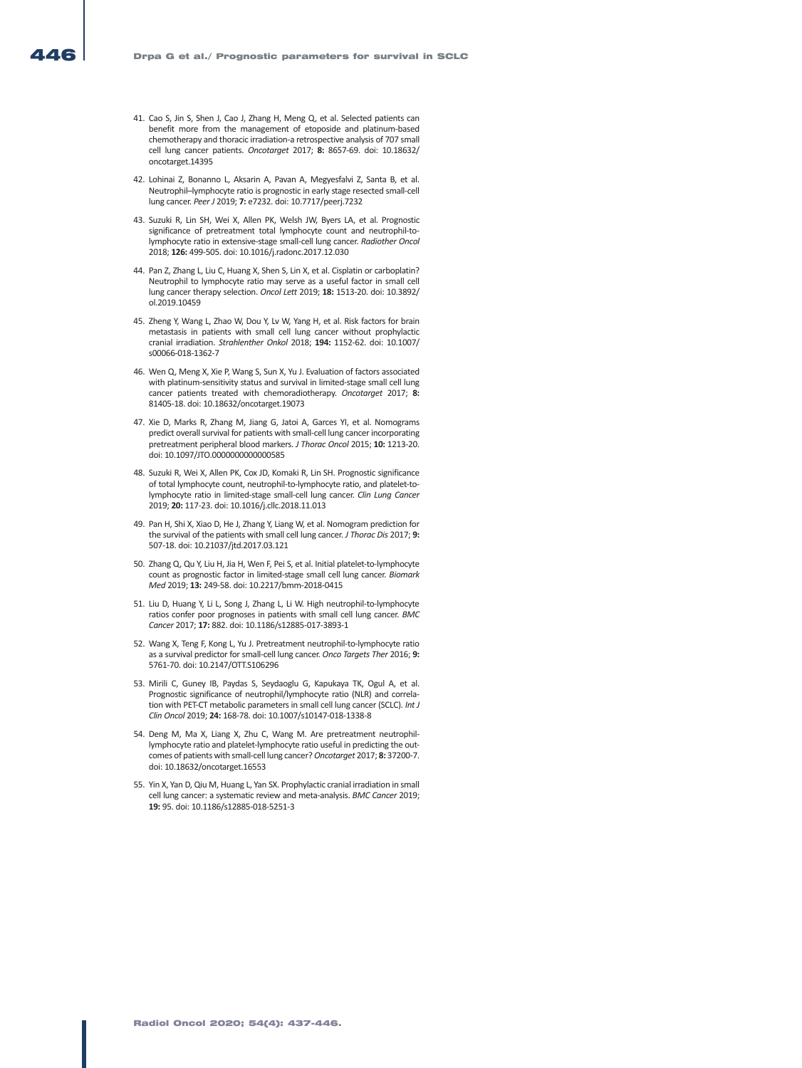41. Cao S, Jin S, Shen J, Cao J, Zhang H, Meng Q, et al. Selected patients can benefit more from the management of etoposide and platinum-based chemotherapy and thoracic irradiation-a retrospective analysis of 707 small cell lung cancer patients. *Oncotarget* 2017; **8:** 8657-69. doi: 10.18632/oncotarget.14395

42. Lohinai Z, Bonanno L, Aksarin A, Pavan A, Megyesfalvi Z, Santa B, et al. Neutrophil–lymphocyte ratio is prognostic in early stage resected small-cell lung cancer. *Peer J* 2019; **7:** e7232. doi: 10.7717/peerj.7232

43. Suzuki R, Lin SH, Wei X, Allen PK, Welsh JW, Byers LA, et al. Prognostic significance of pretreatment total lymphocyte count and neutrophil-to-lymphocyte ratio in extensive-stage small-cell lung cancer. *Radiother Oncol* 2018; **126:** 499-505. doi: 10.1016/j.radonc.2017.12.030

44. Pan Z, Zhang L, Liu C, Huang X, Shen S, Lin X, et al. Cisplatin or carboplatin? Neutrophil to lymphocyte ratio may serve as a useful factor in small cell lung cancer therapy selection. *Oncol Lett* 2019; **18:** 1513-20. doi: 10.3892/ol.2019.10459

45. Zheng Y, Wang L, Zhao W, Dou Y, Lv W, Yang H, et al. Risk factors for brain metastasis in patients with small cell lung cancer without prophylactic cranial irradiation. *Strahlenther Onkol* 2018; **194:** 1152-62. doi: 10.1007/s00066-018-1362-7

46. Wen Q, Meng X, Xie P, Wang S, Sun X, Yu J. Evaluation of factors associated with platinum-sensitivity status and survival in limited-stage small cell lung cancer patients treated with chemoradiotherapy. *Oncotarget* 2017; **8:** 81405-18. doi: 10.18632/oncotarget.19073

47. Xie D, Marks R, Zhang M, Jiang G, Jatoi A, Garces YI, et al. Nomograms predict overall survival for patients with small-cell lung cancer incorporating pretreatment peripheral blood markers. *J Thorac Oncol* 2015; **10:** 1213-20. doi: 10.1097/JTO.0000000000000585

48. Suzuki R, Wei X, Allen PK, Cox JD, Komaki R, Lin SH. Prognostic significance of total lymphocyte count, neutrophil-to-lymphocyte ratio, and platelet-to-lymphocyte ratio in limited-stage small-cell lung cancer. *Clin Lung Cancer* 2019; **20:** 117-23. doi: 10.1016/j.cllc.2018.11.013

49. Pan H, Shi X, Xiao D, He J, Zhang Y, Liang W, et al. Nomogram prediction for the survival of the patients with small cell lung cancer. *J Thorac Dis* 2017; **9:** 507-18. doi: 10.21037/jtd.2017.03.121

50. Zhang Q, Qu Y, Liu H, Jia H, Wen F, Pei S, et al. Initial platelet-to-lymphocyte count as prognostic factor in limited-stage small cell lung cancer. *Biomark Med* 2019; **13:** 249-58. doi: 10.2217/bmm-2018-0415

51. Liu D, Huang Y, Li L, Song J, Zhang L, Li W. High neutrophil-to-lymphocyte ratios confer poor prognoses in patients with small cell lung cancer. *BMC Cancer* 2017; **17:** 882. doi: 10.1186/s12885-017-3893-1

52. Wang X, Teng F, Kong L, Yu J. Pretreatment neutrophil-to-lymphocyte ratio as a survival predictor for small-cell lung cancer. *Onco Targets Ther* 2016; **9:** 5761-70. doi: 10.2147/OTT.S106296

53. Mirili C, Guney IB, Paydas S, Seydaoglu G, Kapukaya TK, Ogul A, et al. Prognostic significance of neutrophil/lymphocyte ratio (NLR) and correlation with PET-CT metabolic parameters in small cell lung cancer (SCLC). *Int J Clin Oncol* 2019; **24:** 168-78. doi: 10.1007/s10147-018-1338-8

54. Deng M, Ma X, Liang X, Zhu C, Wang M. Are pretreatment neutrophil-lymphocyte ratio and platelet-lymphocyte ratio useful in predicting the outcomes of patients with small-cell lung cancer? *Oncotarget* 2017; **8:** 37200-7. doi: 10.18632/oncotarget.16553

55. Yin X, Yan D, Qiu M, Huang L, Yan SX. Prophylactic cranial irradiation in small cell lung cancer: a systematic review and meta-analysis. *BMC Cancer* 2019; **19:** 95. doi: 10.1186/s12885-018-5251-3